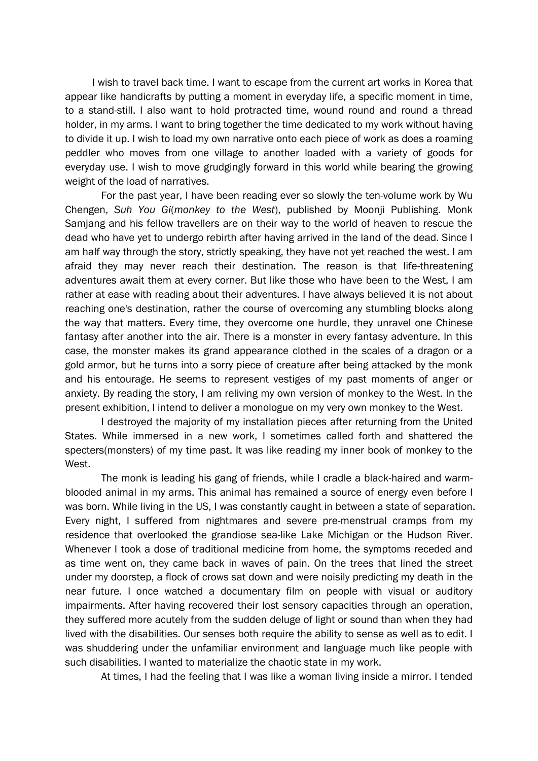I wish to travel back time. I want to escape from the current art works in Korea that appear like handicrafts by putting a moment in everyday life, a specific moment in time, to a stand-still. I also want to hold protracted time, wound round and round a thread holder, in my arms. I want to bring together the time dedicated to my work without having to divide it up. I wish to load my own narrative onto each piece of work as does a roaming peddler who moves from one village to another loaded with a variety of goods for everyday use. I wish to move grudgingly forward in this world while bearing the growing weight of the load of narratives.

For the past year, I have been reading ever so slowly the ten-volume work by Wu Chengen, *Suh You Gi*(*monkey to the West*), published by Moonji Publishing. Monk Samjang and his fellow travellers are on their way to the world of heaven to rescue the dead who have yet to undergo rebirth after having arrived in the land of the dead. Since I am half way through the story, strictly speaking, they have not yet reached the west. I am afraid they may never reach their destination. The reason is that life-threatening adventures await them at every corner. But like those who have been to the West, I am rather at ease with reading about their adventures. I have always believed it is not about reaching one's destination, rather the course of overcoming any stumbling blocks along the way that matters. Every time, they overcome one hurdle, they unravel one Chinese fantasy after another into the air. There is a monster in every fantasy adventure. In this case, the monster makes its grand appearance clothed in the scales of a dragon or a gold armor, but he turns into a sorry piece of creature after being attacked by the monk and his entourage. He seems to represent vestiges of my past moments of anger or anxiety. By reading the story, I am reliving my own version of monkey to the West. In the present exhibition, I intend to deliver a monologue on my very own monkey to the West.

I destroyed the majority of my installation pieces after returning from the United States. While immersed in a new work, I sometimes called forth and shattered the specters(monsters) of my time past. It was like reading my inner book of monkey to the West.

The monk is leading his gang of friends, while I cradle a black-haired and warm-blooded animal in my arms. This animal has remained a source of energy even before I was born. While living in the US, I was constantly caught in between a state of separation. Every night, I suffered from nightmares and severe pre-menstrual cramps from my residence that overlooked the grandiose sea-like Lake Michigan or the Hudson River. Whenever I took a dose of traditional medicine from home, the symptoms receded and as time went on, they came back in waves of pain. On the trees that lined the street under my doorstep, a flock of crows sat down and were noisily predicting my death in the near future. I once watched a documentary film on people with visual or auditory impairments. After having recovered their lost sensory capacities through an operation, they suffered more acutely from the sudden deluge of light or sound than when they had lived with the disabilities. Our senses both require the ability to sense as well as to edit. I was shuddering under the unfamiliar environment and language much like people with such disabilities. I wanted to materialize the chaotic state in my work.

At times, I had the feeling that I was like a woman living inside a mirror. I tended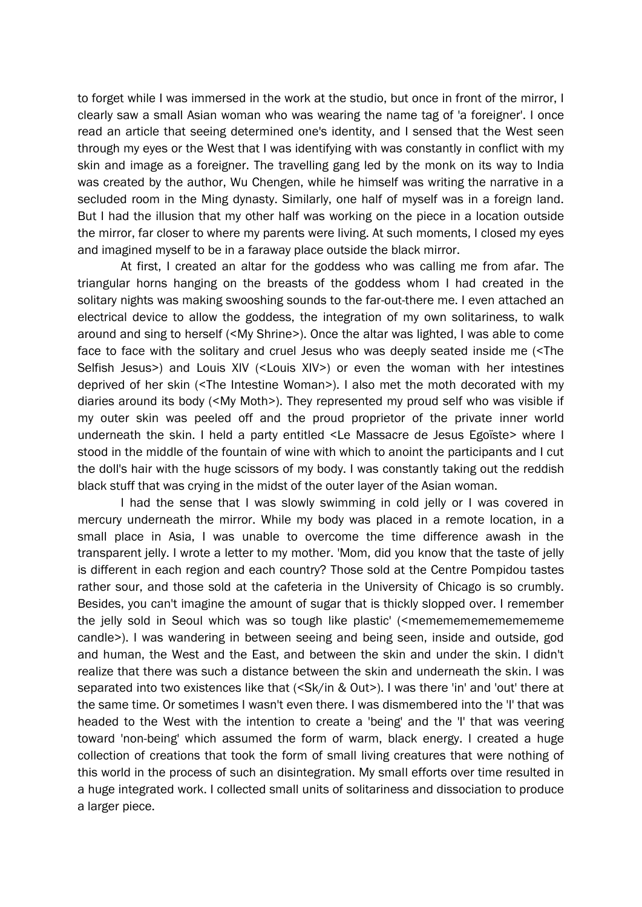to forget while I was immersed in the work at the studio, but once in front of the mirror, I clearly saw a small Asian woman who was wearing the name tag of 'a foreigner'. I once read an article that seeing determined one's identity, and I sensed that the West seen through my eyes or the West that I was identifying with was constantly in conflict with my skin and image as a foreigner. The travelling gang led by the monk on its way to India was created by the author, Wu Chengen, while he himself was writing the narrative in a secluded room in the Ming dynasty. Similarly, one half of myself was in a foreign land. But I had the illusion that my other half was working on the piece in a location outside the mirror, far closer to where my parents were living. At such moments, I closed my eyes and imagined myself to be in a faraway place outside the black mirror.

At first, I created an altar for the goddess who was calling me from afar. The triangular horns hanging on the breasts of the goddess whom I had created in the solitary nights was making swooshing sounds to the far-out-there me. I even attached an electrical device to allow the goddess, the integration of my own solitariness, to walk around and sing to herself (<My Shrine>). Once the altar was lighted, I was able to come face to face with the solitary and cruel Jesus who was deeply seated inside me (<The Selfish Jesus>) and Louis XIV (<Louis XIV>) or even the woman with her intestines deprived of her skin (<The Intestine Woman>). I also met the moth decorated with my diaries around its body (<My Moth>). They represented my proud self who was visible if my outer skin was peeled off and the proud proprietor of the private inner world underneath the skin. I held a party entitled <Le Massacre de Jesus Egoïste> where I stood in the middle of the fountain of wine with which to anoint the participants and I cut the doll's hair with the huge scissors of my body. I was constantly taking out the reddish black stuff that was crying in the midst of the outer layer of the Asian woman.

I had the sense that I was slowly swimming in cold jelly or I was covered in mercury underneath the mirror. While my body was placed in a remote location, in a small place in Asia, I was unable to overcome the time difference awash in the transparent jelly. I wrote a letter to my mother. 'Mom, did you know that the taste of jelly is different in each region and each country? Those sold at the Centre Pompidou tastes rather sour, and those sold at the cafeteria in the University of Chicago is so crumbly. Besides, you can't imagine the amount of sugar that is thickly slopped over. I remember the jelly sold in Seoul which was so tough like plastic' (<memememememememememe candle>). I was wandering in between seeing and being seen, inside and outside, god and human, the West and the East, and between the skin and under the skin. I didn't realize that there was such a distance between the skin and underneath the skin. I was separated into two existences like that (<Sk/in & Out>). I was there 'in' and 'out' there at the same time. Or sometimes I wasn't even there. I was dismembered into the 'I' that was headed to the West with the intention to create a 'being' and the 'I' that was veering toward 'non-being' which assumed the form of warm, black energy. I created a huge collection of creations that took the form of small living creatures that were nothing of this world in the process of such an disintegration. My small efforts over time resulted in a huge integrated work. I collected small units of solitariness and dissociation to produce a larger piece.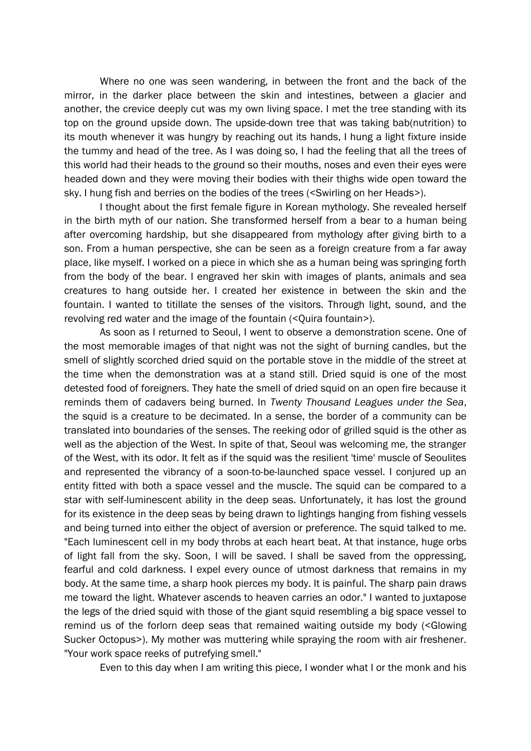Where no one was seen wandering, in between the front and the back of the mirror, in the darker place between the skin and intestines, between a glacier and another, the crevice deeply cut was my own living space. I met the tree standing with its top on the ground upside down. The upside-down tree that was taking bab(nutrition) to its mouth whenever it was hungry by reaching out its hands, I hung a light fixture inside the tummy and head of the tree. As I was doing so, I had the feeling that all the trees of this world had their heads to the ground so their mouths, noses and even their eyes were headed down and they were moving their bodies with their thighs wide open toward the sky. I hung fish and berries on the bodies of the trees (<Swirling on her Heads>).

I thought about the first female figure in Korean mythology. She revealed herself in the birth myth of our nation. She transformed herself from a bear to a human being after overcoming hardship, but she disappeared from mythology after giving birth to a son. From a human perspective, she can be seen as a foreign creature from a far away place, like myself. I worked on a piece in which she as a human being was springing forth from the body of the bear. I engraved her skin with images of plants, animals and sea creatures to hang outside her. I created her existence in between the skin and the fountain. I wanted to titillate the senses of the visitors. Through light, sound, and the revolving red water and the image of the fountain (<Quira fountain>).

As soon as I returned to Seoul, I went to observe a demonstration scene. One of the most memorable images of that night was not the sight of burning candles, but the smell of slightly scorched dried squid on the portable stove in the middle of the street at the time when the demonstration was at a stand still. Dried squid is one of the most detested food of foreigners. They hate the smell of dried squid on an open fire because it reminds them of cadavers being burned. In *Twenty Thousand Leagues under the Sea*, the squid is a creature to be decimated. In a sense, the border of a community can be translated into boundaries of the senses. The reeking odor of grilled squid is the other as well as the abjection of the West. In spite of that, Seoul was welcoming me, the stranger of the West, with its odor. It felt as if the squid was the resilient 'time' muscle of Seoulites and represented the vibrancy of a soon-to-be-launched space vessel. I conjured up an entity fitted with both a space vessel and the muscle. The squid can be compared to a star with self-luminescent ability in the deep seas. Unfortunately, it has lost the ground for its existence in the deep seas by being drawn to lightings hanging from fishing vessels and being turned into either the object of aversion or preference. The squid talked to me. "Each luminescent cell in my body throbs at each heart beat. At that instance, huge orbs of light fall from the sky. Soon, I will be saved. I shall be saved from the oppressing, fearful and cold darkness. I expel every ounce of utmost darkness that remains in my body. At the same time, a sharp hook pierces my body. It is painful. The sharp pain draws me toward the light. Whatever ascends to heaven carries an odor." I wanted to juxtapose the legs of the dried squid with those of the giant squid resembling a big space vessel to remind us of the forlorn deep seas that remained waiting outside my body (<Glowing Sucker Octopus>). My mother was muttering while spraying the room with air freshener. "Your work space reeks of putrefying smell."

Even to this day when I am writing this piece, I wonder what I or the monk and his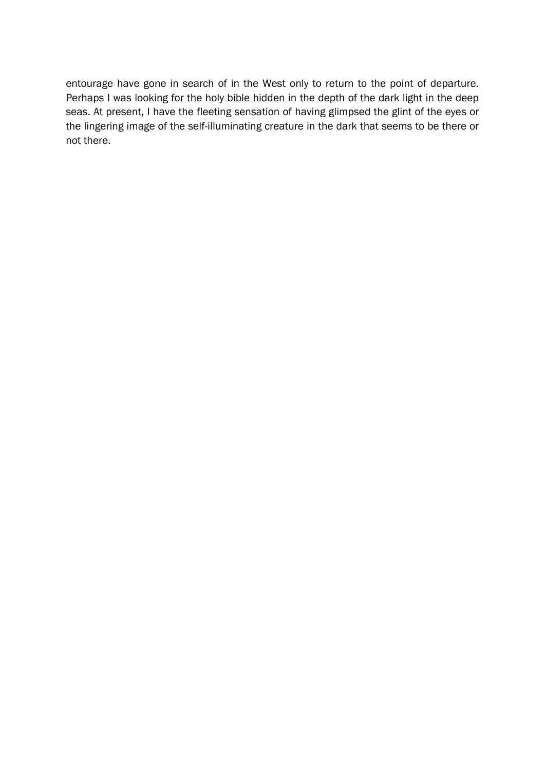entourage have gone in search of in the West only to return to the point of departure. Perhaps I was looking for the holy bible hidden in the depth of the dark light in the deep seas. At present, I have the fleeting sensation of having glimpsed the glint of the eyes or the lingering image of the self-illuminating creature in the dark that seems to be there or not there.